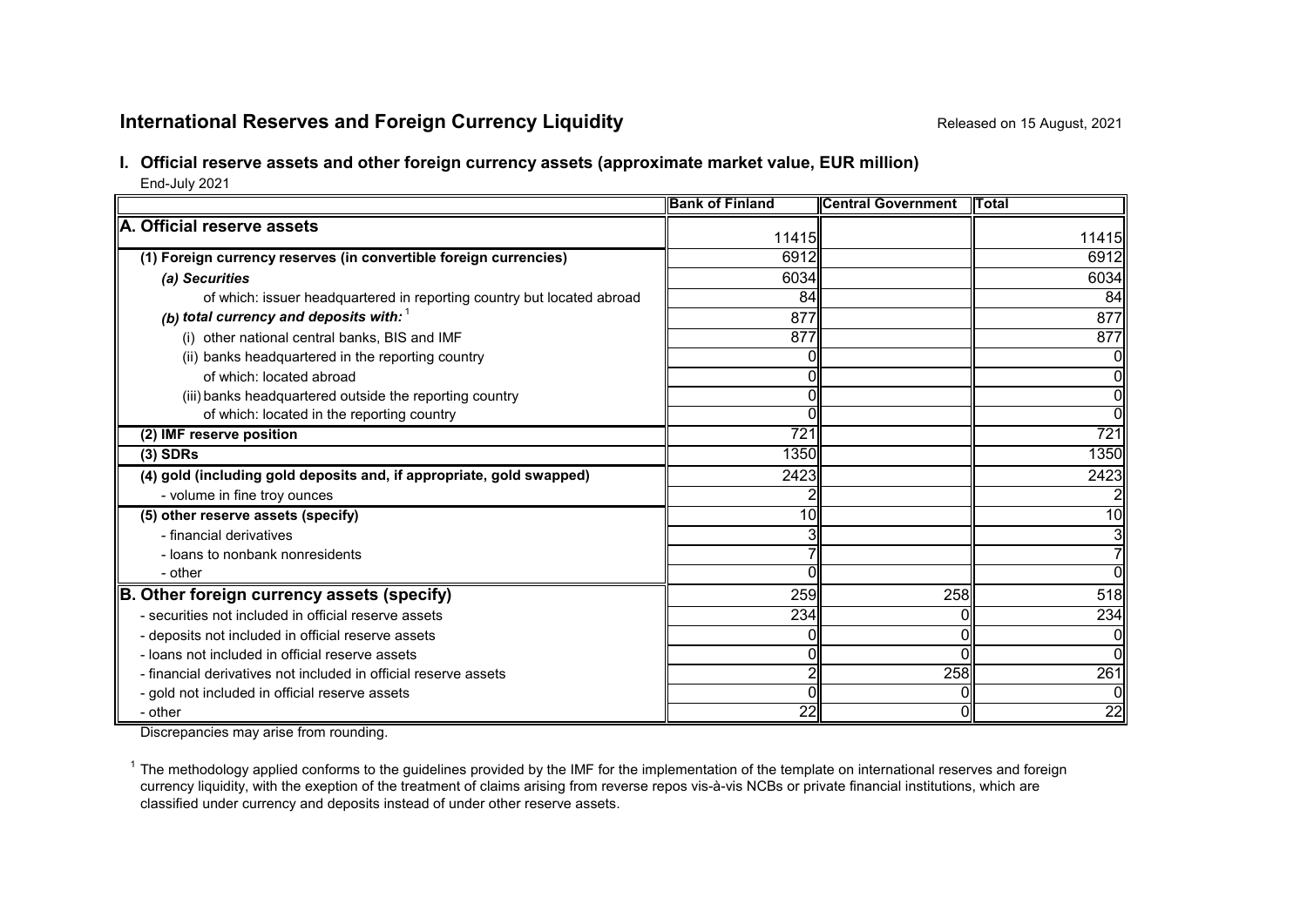## International Reserves and Foreign Currency Liquidity

Released on 15 August, 2021

### I. Official reserve assets and other foreign currency assets (approximate market value, EUR million)

End-July 2021

| | Bank of Finland | Central Government | Total |
|---|---|---|---|
| **A. Official reserve assets** | 11415 | | 11415 |
| **(1) Foreign currency reserves (in convertible foreign currencies)** | 6912 | | 6912 |
| ***(a) Securities*** | 6034 | | 6034 |
| of which: issuer headquartered in reporting country but located abroad | 84 | | 84 |
| ***(b) total currency and deposits with:*** [1] | 877 | | 877 |
| (i) other national central banks, BIS and IMF | 877 | | 877 |
| (ii) banks headquartered in the reporting country | 0 | | 0 |
| of which: located abroad | 0 | | 0 |
| (iii) banks headquartered outside the reporting country | 0 | | 0 |
| of which: located in the reporting country | 0 | | 0 |
| **(2) IMF reserve position** | 721 | | 721 |
| **(3) SDRs** | 1350 | | 1350 |
| **(4) gold (including gold deposits and, if appropriate, gold swapped)** | 2423 | | 2423 |
| - volume in fine troy ounces | 2 | | 2 |
| **(5) other reserve assets (specify)** | 10 | | 10 |
| - financial derivatives | 3 | | 3 |
| - loans to nonbank nonresidents | 7 | | 7 |
| - other | 0 | | 0 |
| **B. Other foreign currency assets (specify)** | 259 | 258 | 518 |
| - securities not included in official reserve assets | 234 | 0 | 234 |
| - deposits not included in official reserve assets | 0 | 0 | 0 |
| - loans not included in official reserve assets | 0 | 0 | 0 |
| - financial derivatives not included in official reserve assets | 2 | 258 | 261 |
| - gold not included in official reserve assets | 0 | 0 | 0 |
| - other | 22 | 0 | 22 |

Discrepancies may arise from rounding.

[1] The methodology applied conforms to the guidelines provided by the IMF for the implementation of the template on international reserves and foreign currency liquidity, with the exeption of the treatment of claims arising from reverse repos vis-à-vis NCBs or private financial institutions, which are classified under currency and deposits instead of under other reserve assets.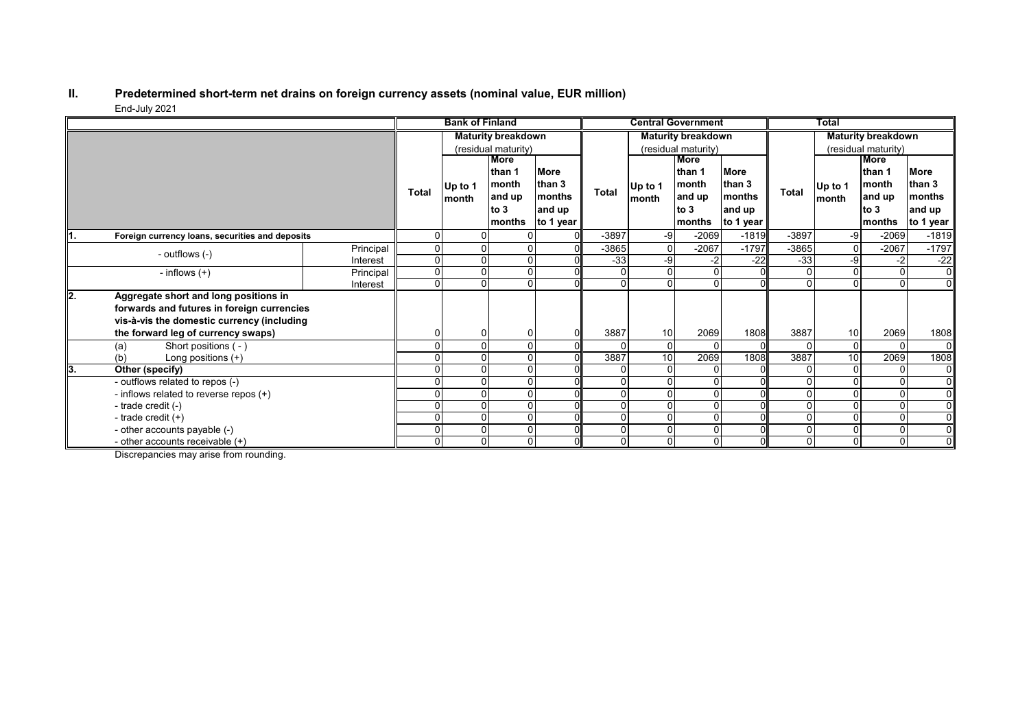## II. Predetermined short-term net drains on foreign currency assets (nominal value, EUR million)

End-July 2021

| | | Bank of Finland | | | | Central Government | | | | Total | | | |
|---|---|---|---|---|---|---|---|---|---|---|---|---|---|
| | | Total | Maturity breakdown (residual maturity) | | | Total | Maturity breakdown (residual maturity) | | | Total | Maturity breakdown (residual maturity) | | |
| | | | Up to 1 month | More than 1 month and up to 3 months | More than 3 months and up to 1 year | | Up to 1 month | More than 1 month and up to 3 months | More than 3 months and up to 1 year | | Up to 1 month | More than 1 month and up to 3 months | More than 3 months and up to 1 year |
| **1. Foreign currency loans, securities and deposits** | | 0 | 0 | 0 | 0 | -3897 | -9 | -2069 | -1819 | -3897 | -9 | -2069 | -1819 |
| - outflows (-) | Principal | 0 | 0 | 0 | 0 | -3865 | 0 | -2067 | -1797 | -3865 | 0 | -2067 | -1797 |
| | Interest | 0 | 0 | 0 | 0 | -33 | -9 | -2 | -22 | -33 | -9 | -2 | -22 |
| - inflows (+) | Principal | 0 | 0 | 0 | 0 | 0 | 0 | 0 | 0 | 0 | 0 | 0 | 0 |
| | Interest | 0 | 0 | 0 | 0 | 0 | 0 | 0 | 0 | 0 | 0 | 0 | 0 |
| **2. Aggregate short and long positions in forwards and futures in foreign currencies vis-à-vis the domestic currency (including the forward leg of currency swaps)** | | 0 | 0 | 0 | 0 | 3887 | 10 | 2069 | 1808 | 3887 | 10 | 2069 | 1808 |
| (a) Short positions ( - ) | | 0 | 0 | 0 | 0 | 0 | 0 | 0 | 0 | 0 | 0 | 0 | 0 |
| (b) Long positions (+) | | 0 | 0 | 0 | 0 | 3887 | 10 | 2069 | 1808 | 3887 | 10 | 2069 | 1808 |
| **3. Other (specify)** | | 0 | 0 | 0 | 0 | 0 | 0 | 0 | 0 | 0 | 0 | 0 | 0 |
| - outflows related to repos (-) | | 0 | 0 | 0 | 0 | 0 | 0 | 0 | 0 | 0 | 0 | 0 | 0 |
| - inflows related to reverse repos (+) | | 0 | 0 | 0 | 0 | 0 | 0 | 0 | 0 | 0 | 0 | 0 | 0 |
| - trade credit (-) | | 0 | 0 | 0 | 0 | 0 | 0 | 0 | 0 | 0 | 0 | 0 | 0 |
| - trade credit (+) | | 0 | 0 | 0 | 0 | 0 | 0 | 0 | 0 | 0 | 0 | 0 | 0 |
| - other accounts payable (-) | | 0 | 0 | 0 | 0 | 0 | 0 | 0 | 0 | 0 | 0 | 0 | 0 |
| - other accounts receivable (+) | | 0 | 0 | 0 | 0 | 0 | 0 | 0 | 0 | 0 | 0 | 0 | 0 |

Discrepancies may arise from rounding.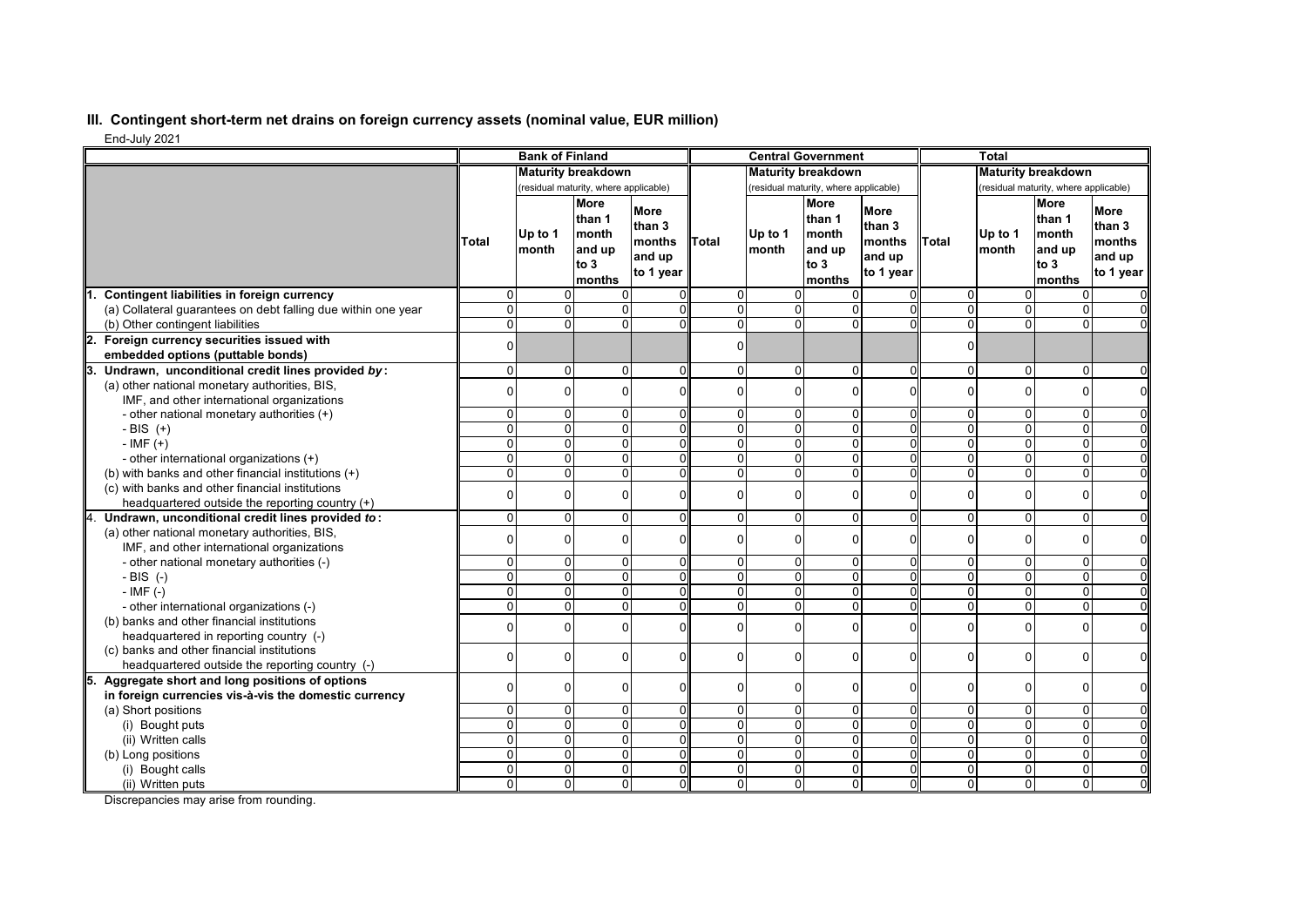## III. Contingent short-term net drains on foreign currency assets (nominal value, EUR million)

End-July 2021

| | Bank of Finland | | | | Central Government | | | | Total | | | |
|---|---|---|---|---|---|---|---|---|---|---|---|---|
| | | Maturity breakdown (residual maturity, where applicable) | | | | Maturity breakdown (residual maturity, where applicable) | | | | Maturity breakdown (residual maturity, where applicable) | | |
| | Total | Up to 1 month | More than 1 month and up to 3 months | More than 3 months and up to 1 year | Total | Up to 1 month | More than 1 month and up to 3 months | More than 3 months and up to 1 year | Total | Up to 1 month | More than 1 month and up to 3 months | More than 3 months and up to 1 year |
| **1. Contingent liabilities in foreign currency** | 0 | 0 | 0 | 0 | 0 | 0 | 0 | 0 | 0 | 0 | 0 | 0 |
| (a) Collateral guarantees on debt falling due within one year | 0 | 0 | 0 | 0 | 0 | 0 | 0 | 0 | 0 | 0 | 0 | 0 |
| (b) Other contingent liabilities | 0 | 0 | 0 | 0 | 0 | 0 | 0 | 0 | 0 | 0 | 0 | 0 |
| **2. Foreign currency securities issued with embedded options (puttable bonds)** | 0 | | | | 0 | | | | 0 | | | |
| **3. Undrawn, unconditional credit lines provided *by*:** | 0 | 0 | 0 | 0 | 0 | 0 | 0 | 0 | 0 | 0 | 0 | 0 |
| (a) other national monetary authorities, BIS, IMF, and other international organizations | 0 | 0 | 0 | 0 | 0 | 0 | 0 | 0 | 0 | 0 | 0 | 0 |
| - other national monetary authorities (+) | 0 | 0 | 0 | 0 | 0 | 0 | 0 | 0 | 0 | 0 | 0 | 0 |
| - BIS (+) | 0 | 0 | 0 | 0 | 0 | 0 | 0 | 0 | 0 | 0 | 0 | 0 |
| - IMF (+) | 0 | 0 | 0 | 0 | 0 | 0 | 0 | 0 | 0 | 0 | 0 | 0 |
| - other international organizations (+) | 0 | 0 | 0 | 0 | 0 | 0 | 0 | 0 | 0 | 0 | 0 | 0 |
| (b) with banks and other financial institutions (+) | 0 | 0 | 0 | 0 | 0 | 0 | 0 | 0 | 0 | 0 | 0 | 0 |
| (c) with banks and other financial institutions headquartered outside the reporting country (+) | 0 | 0 | 0 | 0 | 0 | 0 | 0 | 0 | 0 | 0 | 0 | 0 |
| **4. Undrawn, unconditional credit lines provided *to*:** | 0 | 0 | 0 | 0 | 0 | 0 | 0 | 0 | 0 | 0 | 0 | 0 |
| (a) other national monetary authorities, BIS, IMF, and other international organizations | 0 | 0 | 0 | 0 | 0 | 0 | 0 | 0 | 0 | 0 | 0 | 0 |
| - other national monetary authorities (-) | 0 | 0 | 0 | 0 | 0 | 0 | 0 | 0 | 0 | 0 | 0 | 0 |
| - BIS (-) | 0 | 0 | 0 | 0 | 0 | 0 | 0 | 0 | 0 | 0 | 0 | 0 |
| - IMF (-) | 0 | 0 | 0 | 0 | 0 | 0 | 0 | 0 | 0 | 0 | 0 | 0 |
| - other international organizations (-) | 0 | 0 | 0 | 0 | 0 | 0 | 0 | 0 | 0 | 0 | 0 | 0 |
| (b) banks and other financial institutions headquartered in reporting country (-) | 0 | 0 | 0 | 0 | 0 | 0 | 0 | 0 | 0 | 0 | 0 | 0 |
| (c) banks and other financial institutions headquartered outside the reporting country (-) | 0 | 0 | 0 | 0 | 0 | 0 | 0 | 0 | 0 | 0 | 0 | 0 |
| **5. Aggregate short and long positions of options in foreign currencies vis-à-vis the domestic currency** | 0 | 0 | 0 | 0 | 0 | 0 | 0 | 0 | 0 | 0 | 0 | 0 |
| (a) Short positions | 0 | 0 | 0 | 0 | 0 | 0 | 0 | 0 | 0 | 0 | 0 | 0 |
| (i) Bought puts | 0 | 0 | 0 | 0 | 0 | 0 | 0 | 0 | 0 | 0 | 0 | 0 |
| (ii) Written calls | 0 | 0 | 0 | 0 | 0 | 0 | 0 | 0 | 0 | 0 | 0 | 0 |
| (b) Long positions | 0 | 0 | 0 | 0 | 0 | 0 | 0 | 0 | 0 | 0 | 0 | 0 |
| (i) Bought calls | 0 | 0 | 0 | 0 | 0 | 0 | 0 | 0 | 0 | 0 | 0 | 0 |
| (ii) Written puts | 0 | 0 | 0 | 0 | 0 | 0 | 0 | 0 | 0 | 0 | 0 | 0 |

Discrepancies may arise from rounding.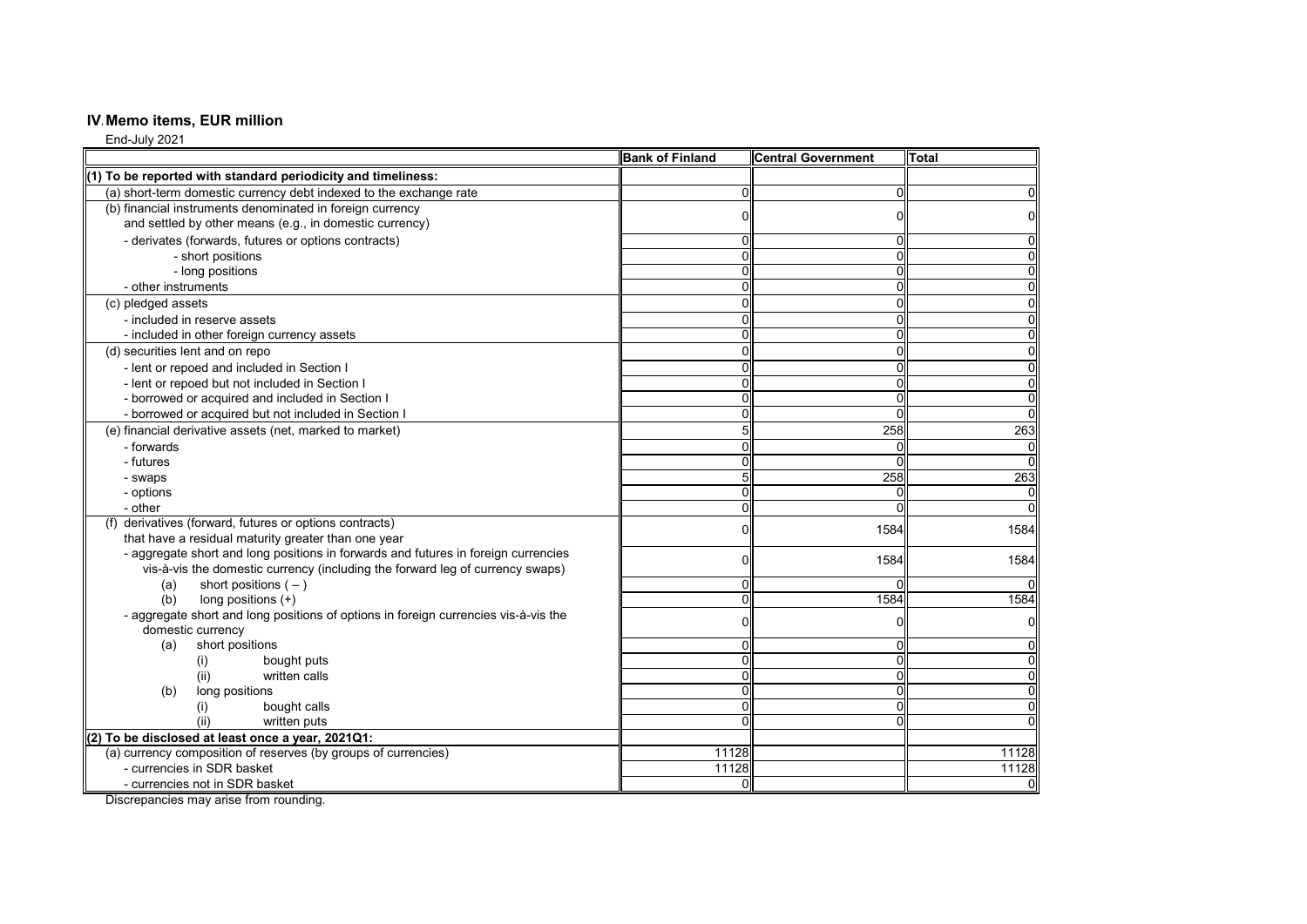## IV. Memo items, EUR million

End-July 2021

| | Bank of Finland | Central Government | Total |
|---|---|---|---|
| **(1) To be reported with standard periodicity and timeliness:** | | | |
| (a) short-term domestic currency debt indexed to the exchange rate | 0 | 0 | 0 |
| (b) financial instruments denominated in foreign currency and settled by other means (e.g., in domestic currency) | 0 | 0 | 0 |
| - derivates (forwards, futures or options contracts) | 0 | 0 | 0 |
| - short positions | 0 | 0 | 0 |
| - long positions | 0 | 0 | 0 |
| - other instruments | 0 | 0 | 0 |
| (c) pledged assets | 0 | 0 | 0 |
| - included in reserve assets | 0 | 0 | 0 |
| - included in other foreign currency assets | 0 | 0 | 0 |
| (d) securities lent and on repo | 0 | 0 | 0 |
| - lent or repoed and included in Section I | 0 | 0 | 0 |
| - lent or repoed but not included in Section I | 0 | 0 | 0 |
| - borrowed or acquired and included in Section I | 0 | 0 | 0 |
| - borrowed or acquired but not included in Section I | 0 | 0 | 0 |
| (e) financial derivative assets (net, marked to market) | 5 | 258 | 263 |
| - forwards | 0 | 0 | 0 |
| - futures | 0 | 0 | 0 |
| - swaps | 5 | 258 | 263 |
| - options | 0 | 0 | 0 |
| - other | 0 | 0 | 0 |
| (f) derivatives (forward, futures or options contracts) that have a residual maturity greater than one year | 0 | 1584 | 1584 |
| - aggregate short and long positions in forwards and futures in foreign currencies vis-à-vis the domestic currency (including the forward leg of currency swaps) | 0 | 1584 | 1584 |
| (a) short positions ( – ) | 0 | 0 | 0 |
| (b) long positions (+) | 0 | 1584 | 1584 |
| - aggregate short and long positions of options in foreign currencies vis-à-vis the domestic currency | 0 | 0 | 0 |
| (a) short positions | 0 | 0 | 0 |
| (i) bought puts | 0 | 0 | 0 |
| (ii) written calls | 0 | 0 | 0 |
| (b) long positions | 0 | 0 | 0 |
| (i) bought calls | 0 | 0 | 0 |
| (ii) written puts | 0 | 0 | 0 |
| **(2) To be disclosed at least once a year, 2021Q1:** | | | |
| (a) currency composition of reserves (by groups of currencies) | 11128 | | 11128 |
| - currencies in SDR basket | 11128 | | 11128 |
| - currencies not in SDR basket | 0 | | 0 |

Discrepancies may arise from rounding.